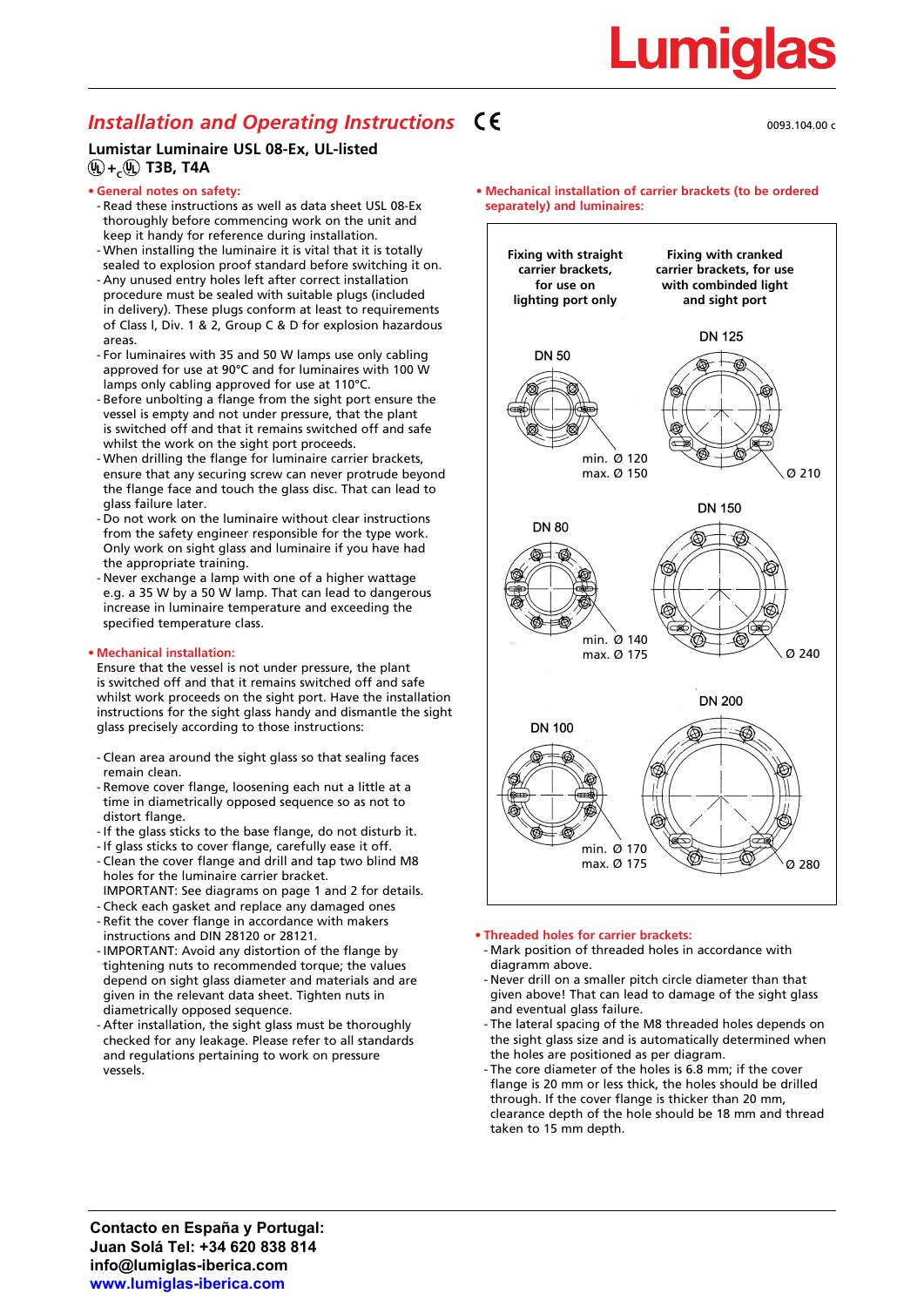Lumiglas

# Installation and Operating Instructions CE

0093.104.00 c

## Lumistar Luminaire USL 08-Ex, UL-listed

UL + cUL T3B, T4A

### • General notes on safety:

- Read these instructions as well as data sheet USL 08-Ex thoroughly before commencing work on the unit and keep it handy for reference during installation.
- When installing the luminaire it is vital that it is totally sealed to explosion proof standard before switching it on.
- Any unused entry holes left after correct installation procedure must be sealed with suitable plugs (included in delivery). These plugs conform at least to requirements of Class I, Div. 1 & 2, Group C & D for explosion hazardous areas.
- For luminaires with 35 and 50 W lamps use only cabling approved for use at 90°C and for luminaires with 100 W lamps only cabling approved for use at 110°C.
- Before unbolting a flange from the sight port ensure the vessel is empty and not under pressure, that the plant is switched off and that it remains switched off and safe whilst the work on the sight port proceeds.
- When drilling the flange for luminaire carrier brackets, ensure that any securing screw can never protrude beyond the flange face and touch the glass disc. That can lead to glass failure later.
- Do not work on the luminaire without clear instructions from the safety engineer responsible for the type work. Only work on sight glass and luminaire if you have had the appropriate training.
- Never exchange a lamp with one of a higher wattage e.g. a 35 W by a 50 W lamp. That can lead to dangerous increase in luminaire temperature and exceeding the specified temperature class.

### • Mechanical installation:

Ensure that the vessel is not under pressure, the plant is switched off and that it remains switched off and safe whilst work proceeds on the sight port. Have the installation instructions for the sight glass handy and dismantle the sight glass precisely according to those instructions:

- Clean area around the sight glass so that sealing faces remain clean.
- Remove cover flange, loosening each nut a little at a time in diametrically opposed sequence so as not to distort flange.
- If the glass sticks to the base flange, do not disturb it.
- If glass sticks to cover flange, carefully ease it off.
- Clean the cover flange and drill and tap two blind M8 holes for the luminaire carrier bracket.
  IMPORTANT: See diagrams on page 1 and 2 for details.
- Check each gasket and replace any damaged ones
- Refit the cover flange in accordance with makers instructions and DIN 28120 or 28121.
- IMPORTANT: Avoid any distortion of the flange by tightening nuts to recommended torque; the values depend on sight glass diameter and materials and are given in the relevant data sheet. Tighten nuts in diametrically opposed sequence.
- After installation, the sight glass must be thoroughly checked for any leakage. Please refer to all standards and regulations pertaining to work on pressure vessels.

### • Mechanical installation of carrier brackets (to be ordered separately) and luminaires:

| Fixing with straight carrier brackets, for use on lighting port only | Fixing with cranked carrier brackets, for use with combinded light and sight port |
|---|---|
| DN 50 — min. Ø 120, max. Ø 150 | DN 125 — Ø 210 |
| DN 80 — min. Ø 140, max. Ø 175 | DN 150 — Ø 240 |
| DN 100 — min. Ø 170, max. Ø 175 | DN 200 — Ø 280 |

### • Threaded holes for carrier brackets:

- Mark position of threaded holes in accordance with diagramm above.
- Never drill on a smaller pitch circle diameter than that given above! That can lead to damage of the sight glass and eventual glass failure.
- The lateral spacing of the M8 threaded holes depends on the sight glass size and is automatically determined when the holes are positioned as per diagram.
- The core diameter of the holes is 6.8 mm; if the cover flange is 20 mm or less thick, the holes should be drilled through. If the cover flange is thicker than 20 mm, clearance depth of the hole should be 18 mm and thread taken to 15 mm depth.

**Contacto en España y Portugal:**
**Juan Solá Tel: +34 620 838 814**
**info@lumiglas-iberica.com**
**www.lumiglas-iberica.com**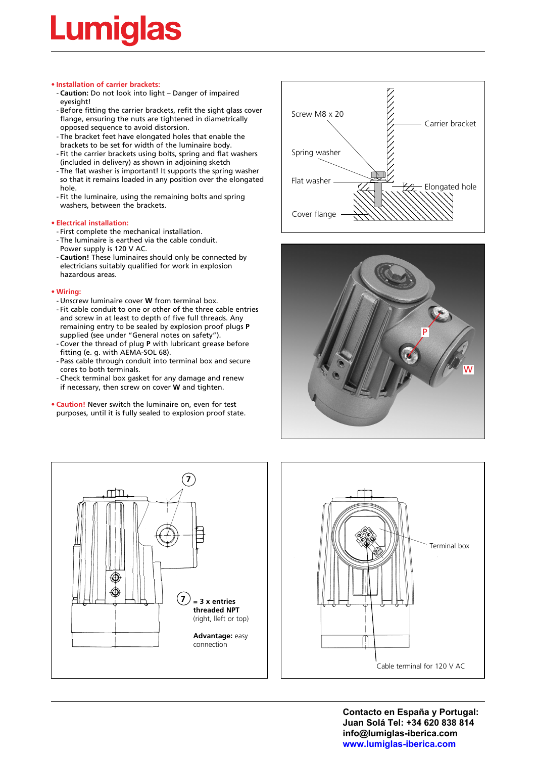# Lumiglas

**• Installation of carrier brackets:**

- **Caution:** Do not look into light – Danger of impaired eyesight!
- Before fitting the carrier brackets, refit the sight glass cover flange, ensuring the nuts are tightened in diametrically opposed sequence to avoid distortion.
- The bracket feet have elongated holes that enable the brackets to be set for width of the luminaire body.
- Fit the carrier brackets using bolts, spring and flat washers (included in delivery) as shown in adjoining sketch
- The flat washer is important! It supports the spring washer so that it remains loaded in any position over the elongated hole.
- Fit the luminaire, using the remaining bolts and spring washers, between the brackets.

**• Electrical installation:**

- First complete the mechanical installation.
- The luminaire is earthed via the cable conduit. Power supply is 120 V AC.
- **Caution!** These luminaires should only be connected by electricians suitably qualified for work in explosion hazardous areas.

**• Wiring:**

- Unscrew luminaire cover **W** from terminal box.
- Fit cable conduit to one or other of the three cable entries and screw in at least to depth of five full threads. Any remaining entry to be sealed by explosion proof plugs **P** supplied (see under "General notes on safety").
- Cover the thread of plug **P** with lubricant grease before fitting (e. g. with AEMA-SOL 68).
- Pass cable through conduit into terminal box and secure cores to both terminals.
- Check terminal box gasket for any damage and renew if necessary, then screw on cover **W** and tighten.

**• Caution!** Never switch the luminaire on, even for test purposes, until it is fully sealed to explosion proof state.

Screw M8 x 20
Carrier bracket
Spring washer
Flat washer
Elongated hole
Cover flange

P
W

7

7 = 3 x entries **threaded NPT** (right, lleft or top)

**Advantage:** easy connection

Terminal box

Cable terminal for 120 V AC

**Contacto en España y Portugal:**
**Juan Solá Tel: +34 620 838 814**
**info@lumiglas-iberica.com**
**www.lumiglas-iberica.com**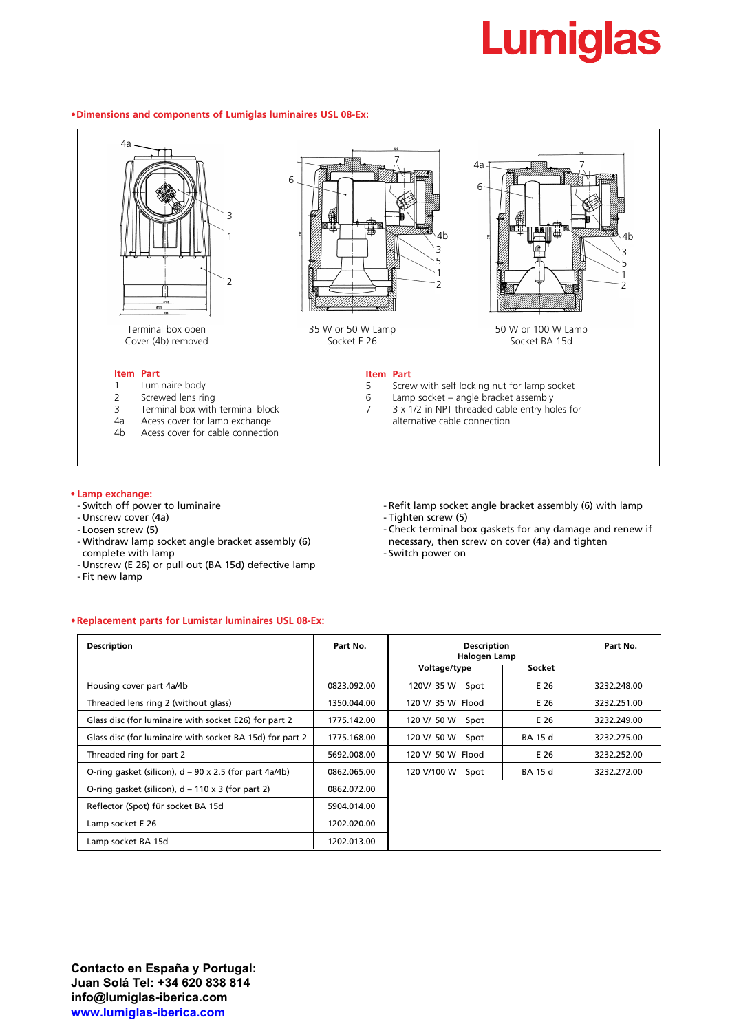Lumiglas

**•Dimensions and components of Lumiglas luminaires USL 08-Ex:**

Terminal box open
Cover (4b) removed

35 W or 50 W Lamp
Socket E 26

50 W or 100 W Lamp
Socket BA 15d

| Item | Part |
|---|---|
| 1 | Luminaire body |
| 2 | Screwed lens ring |
| 3 | Terminal box with terminal block |
| 4a | Acess cover for lamp exchange |
| 4b | Acess cover for cable connection |

| Item | Part |
|---|---|
| 5 | Screw with self locking nut for lamp socket |
| 6 | Lamp socket – angle bracket assembly |
| 7 | 3 x 1/2 in NPT threaded cable entry holes for alternative cable connection |

**• Lamp exchange:**

- Switch off power to luminaire
- Unscrew cover (4a)
- Loosen screw (5)
- Withdraw lamp socket angle bracket assembly (6) complete with lamp
- Unscrew (E 26) or pull out (BA 15d) defective lamp
- Fit new lamp
- Refit lamp socket angle bracket assembly (6) with lamp
- Tighten screw (5)
- Check terminal box gaskets for any damage and renew if necessary, then screw on cover (4a) and tighten
- Switch power on

**•Replacement parts for Lumistar luminaires USL 08-Ex:**

| Description | Part No. | Description Halogen Lamp Voltage/type | Socket | Part No. |
|---|---|---|---|---|
| Housing cover part 4a/4b | 0823.092.00 | 120V/ 35 W Spot | E 26 | 3232.248.00 |
| Threaded lens ring 2 (without glass) | 1350.044.00 | 120 V/ 35 W Flood | E 26 | 3232.251.00 |
| Glass disc (for luminaire with socket E26) for part 2 | 1775.142.00 | 120 V/ 50 W Spot | E 26 | 3232.249.00 |
| Glass disc (for luminaire with socket BA 15d) for part 2 | 1775.168.00 | 120 V/ 50 W Spot | BA 15 d | 3232.275.00 |
| Threaded ring for part 2 | 5692.008.00 | 120 V/ 50 W Flood | E 26 | 3232.252.00 |
| O-ring gasket (silicon), d – 90 x 2.5 (for part 4a/4b) | 0862.065.00 | 120 V/100 W Spot | BA 15 d | 3232.272.00 |
| O-ring gasket (silicon), d – 110 x 3 (for part 2) | 0862.072.00 | | | |
| Reflector (Spot) für socket BA 15d | 5904.014.00 | | | |
| Lamp socket E 26 | 1202.020.00 | | | |
| Lamp socket BA 15d | 1202.013.00 | | | |

**Contacto en España y Portugal:**
**Juan Solá Tel: +34 620 838 814**
**info@lumiglas-iberica.com**
**www.lumiglas-iberica.com**